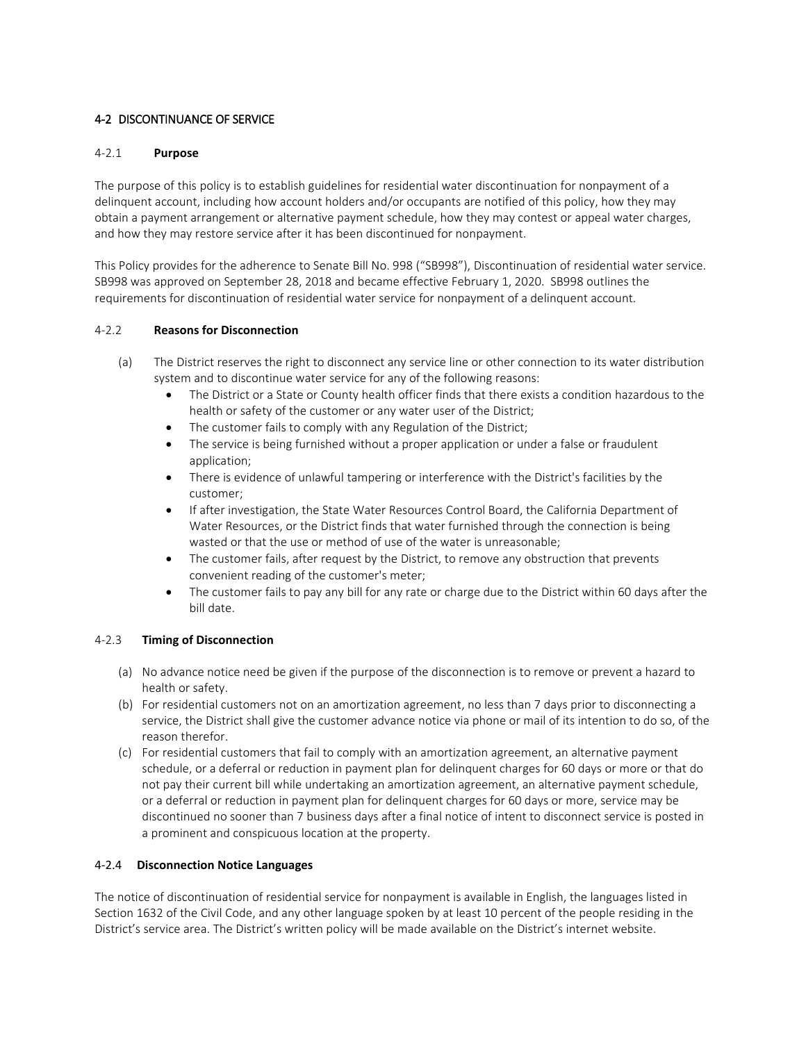## 4-2 DISCONTINUANCE OF SERVICE

### 4-2.1 **Purpose**

The purpose of this policy is to establish guidelines for residential water discontinuation for nonpayment of a delinquent account, including how account holders and/or occupants are notified of this policy, how they may obtain a payment arrangement or alternative payment schedule, how they may contest or appeal water charges, and how they may restore service after it has been discontinued for nonpayment.

This Policy provides for the adherence to Senate Bill No. 998 ("SB998"), Discontinuation of residential water service. SB998 was approved on September 28, 2018 and became effective February 1, 2020. SB998 outlines the requirements for discontinuation of residential water service for nonpayment of a delinquent account.

### 4-2.2 **Reasons for Disconnection**

(a) The District reserves the right to disconnect any service line or other connection to its water distribution system and to discontinue water service for any of the following reasons:
- The District or a State or County health officer finds that there exists a condition hazardous to the health or safety of the customer or any water user of the District;
- The customer fails to comply with any Regulation of the District;
- The service is being furnished without a proper application or under a false or fraudulent application;
- There is evidence of unlawful tampering or interference with the District's facilities by the customer;
- If after investigation, the State Water Resources Control Board, the California Department of Water Resources, or the District finds that water furnished through the connection is being wasted or that the use or method of use of the water is unreasonable;
- The customer fails, after request by the District, to remove any obstruction that prevents convenient reading of the customer's meter;
- The customer fails to pay any bill for any rate or charge due to the District within 60 days after the bill date.

### 4-2.3 **Timing of Disconnection**

(a) No advance notice need be given if the purpose of the disconnection is to remove or prevent a hazard to health or safety.

(b) For residential customers not on an amortization agreement, no less than 7 days prior to disconnecting a service, the District shall give the customer advance notice via phone or mail of its intention to do so, of the reason therefor.

(c) For residential customers that fail to comply with an amortization agreement, an alternative payment schedule, or a deferral or reduction in payment plan for delinquent charges for 60 days or more or that do not pay their current bill while undertaking an amortization agreement, an alternative payment schedule, or a deferral or reduction in payment plan for delinquent charges for 60 days or more, service may be discontinued no sooner than 7 business days after a final notice of intent to disconnect service is posted in a prominent and conspicuous location at the property.

### 4-2.4 **Disconnection Notice Languages**

The notice of discontinuation of residential service for nonpayment is available in English, the languages listed in Section 1632 of the Civil Code, and any other language spoken by at least 10 percent of the people residing in the District's service area. The District's written policy will be made available on the District's internet website.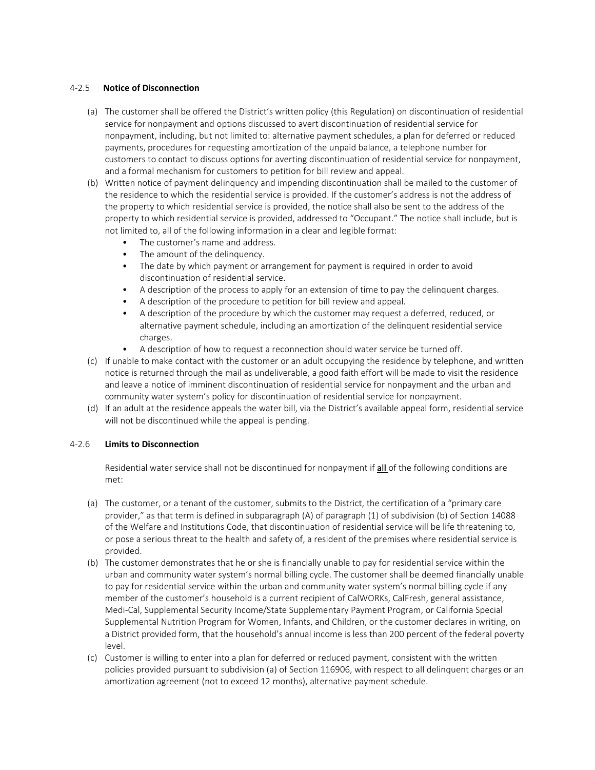### 4-2.5 **Notice of Disconnection**

(a) The customer shall be offered the District's written policy (this Regulation) on discontinuation of residential service for nonpayment and options discussed to avert discontinuation of residential service for nonpayment, including, but not limited to: alternative payment schedules, a plan for deferred or reduced payments, procedures for requesting amortization of the unpaid balance, a telephone number for customers to contact to discuss options for averting discontinuation of residential service for nonpayment, and a formal mechanism for customers to petition for bill review and appeal.

(b) Written notice of payment delinquency and impending discontinuation shall be mailed to the customer of the residence to which the residential service is provided. If the customer's address is not the address of the property to which residential service is provided, the notice shall also be sent to the address of the property to which residential service is provided, addressed to "Occupant." The notice shall include, but is not limited to, all of the following information in a clear and legible format:

- The customer's name and address.
- The amount of the delinquency.
- The date by which payment or arrangement for payment is required in order to avoid discontinuation of residential service.
- A description of the process to apply for an extension of time to pay the delinquent charges.
- A description of the procedure to petition for bill review and appeal.
- A description of the procedure by which the customer may request a deferred, reduced, or alternative payment schedule, including an amortization of the delinquent residential service charges.
- A description of how to request a reconnection should water service be turned off.

(c) If unable to make contact with the customer or an adult occupying the residence by telephone, and written notice is returned through the mail as undeliverable, a good faith effort will be made to visit the residence and leave a notice of imminent discontinuation of residential service for nonpayment and the urban and community water system's policy for discontinuation of residential service for nonpayment.

(d) If an adult at the residence appeals the water bill, via the District's available appeal form, residential service will not be discontinued while the appeal is pending.

### 4-2.6 **Limits to Disconnection**

Residential water service shall not be discontinued for nonpayment if **all** of the following conditions are met:

(a) The customer, or a tenant of the customer, submits to the District, the certification of a "primary care provider," as that term is defined in subparagraph (A) of paragraph (1) of subdivision (b) of Section 14088 of the Welfare and Institutions Code, that discontinuation of residential service will be life threatening to, or pose a serious threat to the health and safety of, a resident of the premises where residential service is provided.

(b) The customer demonstrates that he or she is financially unable to pay for residential service within the urban and community water system's normal billing cycle. The customer shall be deemed financially unable to pay for residential service within the urban and community water system's normal billing cycle if any member of the customer's household is a current recipient of CalWORKs, CalFresh, general assistance, Medi-Cal, Supplemental Security Income/State Supplementary Payment Program, or California Special Supplemental Nutrition Program for Women, Infants, and Children, or the customer declares in writing, on a District provided form, that the household's annual income is less than 200 percent of the federal poverty level.

(c) Customer is willing to enter into a plan for deferred or reduced payment, consistent with the written policies provided pursuant to subdivision (a) of Section 116906, with respect to all delinquent charges or an amortization agreement (not to exceed 12 months), alternative payment schedule.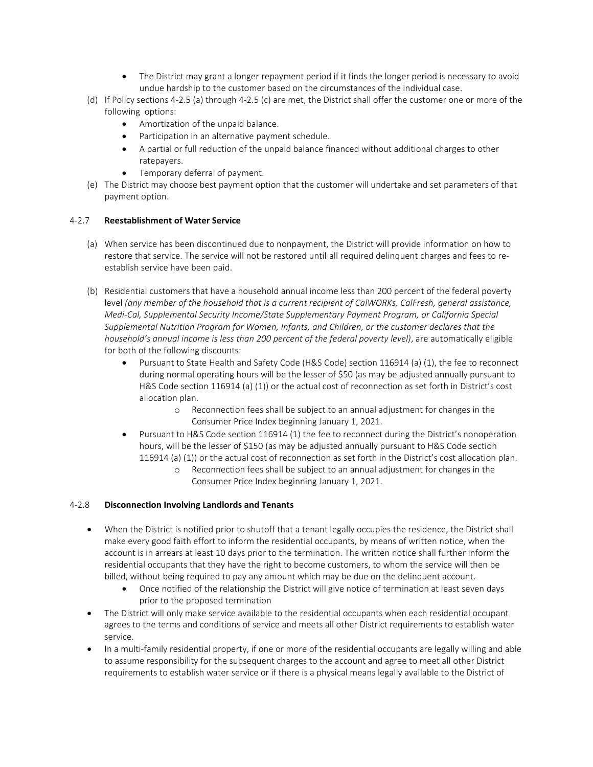- The District may grant a longer repayment period if it finds the longer period is necessary to avoid undue hardship to the customer based on the circumstances of the individual case.

(d) If Policy sections 4-2.5 (a) through 4-2.5 (c) are met, the District shall offer the customer one or more of the following options:
  - Amortization of the unpaid balance.
  - Participation in an alternative payment schedule.
  - A partial or full reduction of the unpaid balance financed without additional charges to other ratepayers.
  - Temporary deferral of payment.

(e) The District may choose best payment option that the customer will undertake and set parameters of that payment option.

### 4-2.7 **Reestablishment of Water Service**

(a) When service has been discontinued due to nonpayment, the District will provide information on how to restore that service. The service will not be restored until all required delinquent charges and fees to re-establish service have been paid.

(b) Residential customers that have a household annual income less than 200 percent of the federal poverty level *(any member of the household that is a current recipient of CalWORKs, CalFresh, general assistance, Medi-Cal, Supplemental Security Income/State Supplementary Payment Program, or California Special Supplemental Nutrition Program for Women, Infants, and Children, or the customer declares that the household's annual income is less than 200 percent of the federal poverty level)*, are automatically eligible for both of the following discounts:
  - Pursuant to State Health and Safety Code (H&S Code) section 116914 (a) (1), the fee to reconnect during normal operating hours will be the lesser of $50 (as may be adjusted annually pursuant to H&S Code section 116914 (a) (1)) or the actual cost of reconnection as set forth in District's cost allocation plan.
    - Reconnection fees shall be subject to an annual adjustment for changes in the Consumer Price Index beginning January 1, 2021.
  - Pursuant to H&S Code section 116914 (1) the fee to reconnect during the District's nonoperation hours, will be the lesser of $150 (as may be adjusted annually pursuant to H&S Code section 116914 (a) (1)) or the actual cost of reconnection as set forth in the District's cost allocation plan.
    - Reconnection fees shall be subject to an annual adjustment for changes in the Consumer Price Index beginning January 1, 2021.

### 4-2.8 **Disconnection Involving Landlords and Tenants**

- When the District is notified prior to shutoff that a tenant legally occupies the residence, the District shall make every good faith effort to inform the residential occupants, by means of written notice, when the account is in arrears at least 10 days prior to the termination. The written notice shall further inform the residential occupants that they have the right to become customers, to whom the service will then be billed, without being required to pay any amount which may be due on the delinquent account.
  - Once notified of the relationship the District will give notice of termination at least seven days prior to the proposed termination
- The District will only make service available to the residential occupants when each residential occupant agrees to the terms and conditions of service and meets all other District requirements to establish water service.
- In a multi-family residential property, if one or more of the residential occupants are legally willing and able to assume responsibility for the subsequent charges to the account and agree to meet all other District requirements to establish water service or if there is a physical means legally available to the District of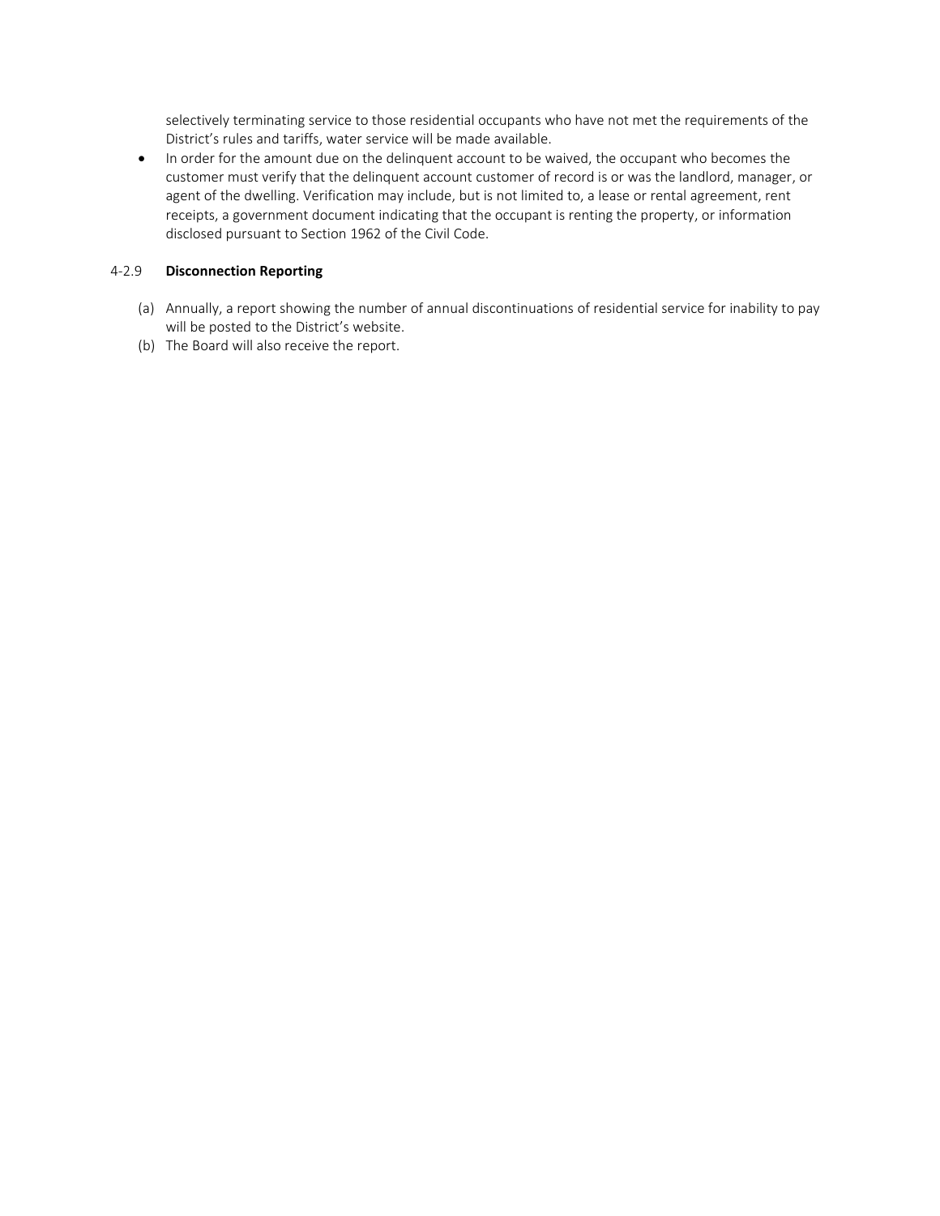selectively terminating service to those residential occupants who have not met the requirements of the District's rules and tariffs, water service will be made available.

- In order for the amount due on the delinquent account to be waived, the occupant who becomes the customer must verify that the delinquent account customer of record is or was the landlord, manager, or agent of the dwelling. Verification may include, but is not limited to, a lease or rental agreement, rent receipts, a government document indicating that the occupant is renting the property, or information disclosed pursuant to Section 1962 of the Civil Code.

4-2.9 **Disconnection Reporting**

(a) Annually, a report showing the number of annual discontinuations of residential service for inability to pay will be posted to the District's website.

(b) The Board will also receive the report.